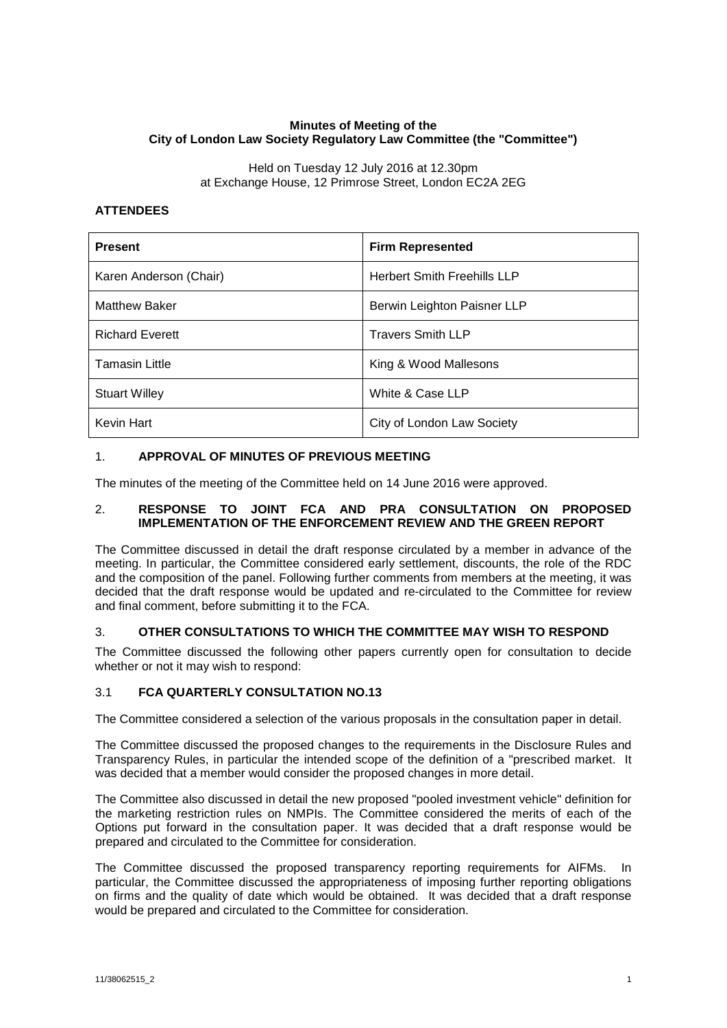**Minutes of Meeting of the City of London Law Society Regulatory Law Committee (the "Committee")**

Held on Tuesday 12 July 2016 at 12.30pm
at Exchange House, 12 Primrose Street, London EC2A 2EG

**ATTENDEES**

| **Present** | **Firm Represented** |
|---|---|
| Karen Anderson (Chair) | Herbert Smith Freehills LLP |
| Matthew Baker | Berwin Leighton Paisner LLP |
| Richard Everett | Travers Smith LLP |
| Tamasin Little | King & Wood Mallesons |
| Stuart Willey | White & Case LLP |
| Kevin Hart | City of London Law Society |

## 1. APPROVAL OF MINUTES OF PREVIOUS MEETING

The minutes of the meeting of the Committee held on 14 June 2016 were approved.

## 2. RESPONSE TO JOINT FCA AND PRA CONSULTATION ON PROPOSED IMPLEMENTATION OF THE ENFORCEMENT REVIEW AND THE GREEN REPORT

The Committee discussed in detail the draft response circulated by a member in advance of the meeting. In particular, the Committee considered early settlement, discounts, the role of the RDC and the composition of the panel. Following further comments from members at the meeting, it was decided that the draft response would be updated and re-circulated to the Committee for review and final comment, before submitting it to the FCA.

## 3. OTHER CONSULTATIONS TO WHICH THE COMMITTEE MAY WISH TO RESPOND

The Committee discussed the following other papers currently open for consultation to decide whether or not it may wish to respond:

### 3.1 FCA QUARTERLY CONSULTATION NO.13

The Committee considered a selection of the various proposals in the consultation paper in detail.

The Committee discussed the proposed changes to the requirements in the Disclosure Rules and Transparency Rules, in particular the intended scope of the definition of a "prescribed market. It was decided that a member would consider the proposed changes in more detail.

The Committee also discussed in detail the new proposed "pooled investment vehicle" definition for the marketing restriction rules on NMPIs. The Committee considered the merits of each of the Options put forward in the consultation paper. It was decided that a draft response would be prepared and circulated to the Committee for consideration.

The Committee discussed the proposed transparency reporting requirements for AIFMs. In particular, the Committee discussed the appropriateness of imposing further reporting obligations on firms and the quality of date which would be obtained. It was decided that a draft response would be prepared and circulated to the Committee for consideration.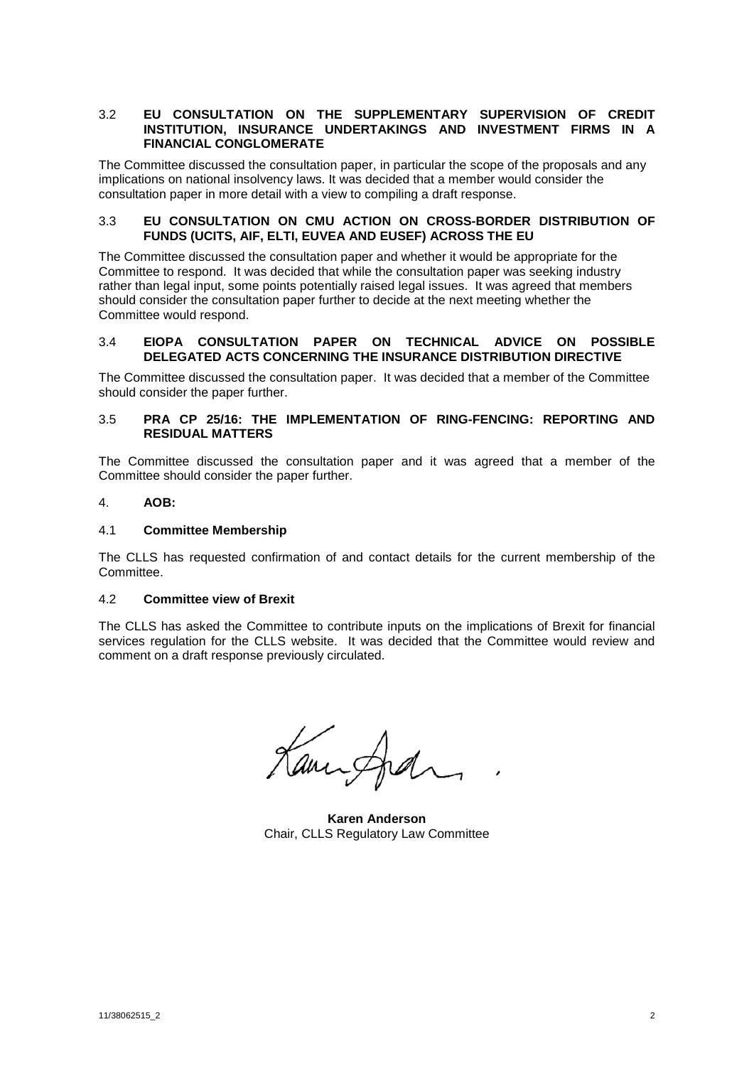### 3.2 EU CONSULTATION ON THE SUPPLEMENTARY SUPERVISION OF CREDIT INSTITUTION, INSURANCE UNDERTAKINGS AND INVESTMENT FIRMS IN A FINANCIAL CONGLOMERATE

The Committee discussed the consultation paper, in particular the scope of the proposals and any implications on national insolvency laws. It was decided that a member would consider the consultation paper in more detail with a view to compiling a draft response.

### 3.3 EU CONSULTATION ON CMU ACTION ON CROSS-BORDER DISTRIBUTION OF FUNDS (UCITS, AIF, ELTI, EUVEA AND EUSEF) ACROSS THE EU

The Committee discussed the consultation paper and whether it would be appropriate for the Committee to respond. It was decided that while the consultation paper was seeking industry rather than legal input, some points potentially raised legal issues. It was agreed that members should consider the consultation paper further to decide at the next meeting whether the Committee would respond.

### 3.4 EIOPA CONSULTATION PAPER ON TECHNICAL ADVICE ON POSSIBLE DELEGATED ACTS CONCERNING THE INSURANCE DISTRIBUTION DIRECTIVE

The Committee discussed the consultation paper. It was decided that a member of the Committee should consider the paper further.

### 3.5 PRA CP 25/16: THE IMPLEMENTATION OF RING-FENCING: REPORTING AND RESIDUAL MATTERS

The Committee discussed the consultation paper and it was agreed that a member of the Committee should consider the paper further.

## 4. AOB:

### 4.1 Committee Membership

The CLLS has requested confirmation of and contact details for the current membership of the Committee.

### 4.2 Committee view of Brexit

The CLLS has asked the Committee to contribute inputs on the implications of Brexit for financial services regulation for the CLLS website. It was decided that the Committee would review and comment on a draft response previously circulated.

**Karen Anderson**
Chair, CLLS Regulatory Law Committee

11/38062515_2